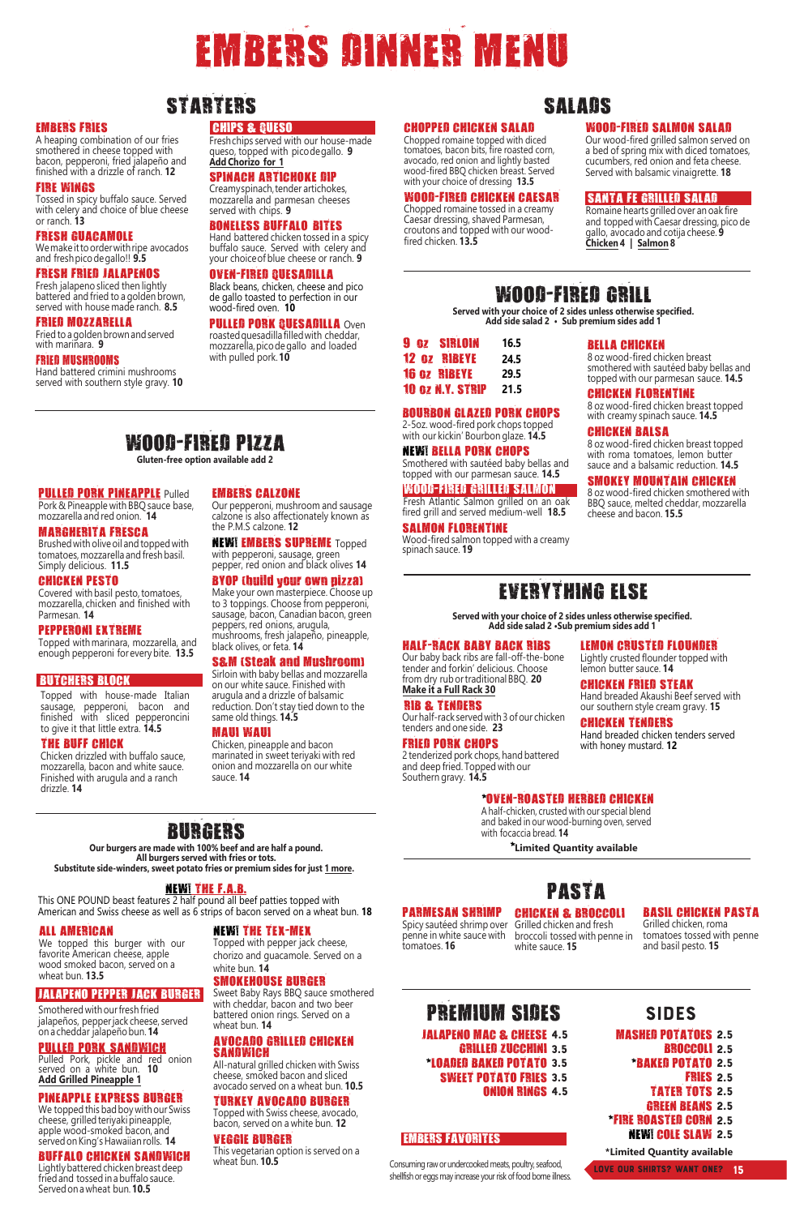# EMBERS DINNER MENU

## STARTERS

### EMBERS FRIES
A heaping combination of our fries smothered in cheese topped with bacon, pepperoni, fried jalapeño and finished with a drizzle of ranch. **12**

### FIRE WINGS
Tossed in spicy buffalo sauce. Served with celery and choice of blue cheese or ranch. **13**

### FRESH GUACAMOLE
We make it to order with ripe avocados and fresh pico de gallo!! **9.5**

### FRESH FRIED JALAPENOS
Fresh jalapeno sliced then lightly battered and fried to a golden brown, served with house made ranch. **8.5**

### FRIED MOZZARELLA
Fried to a golden brown and served with marinara. **9**

### FRIED MUSHROOMS
Hand battered crimini mushrooms served with southern style gravy. **10**

### CHIPS & QUESO
Fresh chips served with our house-made queso, topped with pico de gallo. **9**
**Add Chorizo for 1**

### SPINACH ARTICHOKE DIP
Creamy spinach, tender artichokes, mozzarella and parmesan cheeses served with chips. **9**

### BONELESS BUFFALO BITES
Hand battered chicken tossed in a spicy buffalo sauce. Served with celery and your choice of blue cheese or ranch. **9**

### OVEN-FIRED QUESADILLA
Black beans, chicken, cheese and pico de gallo toasted to perfection in our wood-fired oven. **10**

### PULLED PORK QUESADILLA
Oven roasted quesadilla filled with cheddar, mozzarella, pico de gallo and loaded with pulled pork. **10**

## SALADS

### CHOPPED CHICKEN SALAD
Chopped romaine topped with diced tomatoes, bacon bits, fire roasted corn, avocado, red onion and lightly basted wood-fired BBQ chicken breast. Served with your choice of dressing. **13.5**

### WOOD-FIRED CHICKEN CAESAR
Chopped romaine tossed in a creamy Caesar dressing, shaved Parmesan, croutons and topped with our wood-fired chicken. **13.5**

### WOOD-FIRED SALMON SALAD
Our wood-fired grilled salmon served on a bed of spring mix with diced tomatoes, cucumbers, red onion and feta cheese. Served with balsamic vinaigrette. **18**

### SANTA FE GRILLED SALAD
Romaine hearts grilled over an oak fire and topped with Caesar dressing, pico de gallo, avocado and cotija cheese. **9**
**Chicken 4 | Salmon 8**

## WOOD-FIRED PIZZA
**Gluten-free option available add 2**

### PULLED PORK PINEAPPLE
Pulled Pork & Pineapple with BBQ sauce base, mozzarella and red onion. **14**

### MARGHERITA FRESCA
Brushed with olive oil and topped with tomatoes, mozzarella and fresh basil. Simply delicious. **11.5**

### CHICKEN PESTO
Covered with basil pesto, tomatoes, mozzarella, chicken and finished with Parmesan. **14**

### PEPPERONI EXTREME
Topped with marinara, mozzarella, and enough pepperoni for every bite. **13.5**

### BUTCHERS BLOCK
Topped with house-made Italian sausage, pepperoni, bacon and finished with sliced pepperoncini to give it that little extra. **14.5**

### THE BUFF CHICK
Chicken drizzled with buffalo sauce, mozzarella, bacon and white sauce. Finished with arugula and a ranch drizzle. **14**

### EMBERS CALZONE
Our pepperoni, mushroom and sausage calzone is also affectionately known as the P.M.S calzone. **12**

### NEW! EMBERS SUPREME
Topped with pepperoni, sausage, green pepper, red onion and black olives **14**

### BYOP (build your own pizza)
Make your own masterpiece. Choose up to 3 toppings. Choose from pepperoni, sausage, bacon, Canadian bacon, green peppers, red onions, arugula, mushrooms, fresh jalapeño, pineapple, black olives, or feta. **14**

### S&M (Steak and Mushroom)
Sirloin with baby bellas and mozzarella on our white sauce. Finished with arugula and a drizzle of balsamic reduction. Don't stay tied down to the same old things. **14.5**

### MAUI WAUI
Chicken, pineapple and bacon marinated in sweet teriyaki with red onion and mozzarella on our white sauce. **14**

## WOOD-FIRED GRILL
**Served with your choice of 2 sides unless otherwise specified.**
**Add side salad 2 • Sub premium sides add 1**

| | |
|---|---|
| 9 oz SIRLOIN | 16.5 |
| 12 oz RIBEYE | 24.5 |
| 16 oz RIBEYE | 29.5 |
| 10 oz N.Y. STRIP | 21.5 |

### BOURBON GLAZED PORK CHOPS
2-5oz. wood-fired pork chops topped with our kickin' Bourbon glaze. **14.5**

### NEW! BELLA PORK CHOPS
Smothered with sautéed baby bellas and topped with our parmesan sauce. **14.5**

### WOOD-FIRED GRILLED SALMON
Fresh Atlantic Salmon grilled on an oak fired grill and served medium-well **18.5**

### SALMON FLORENTINE
Wood-fired salmon topped with a creamy spinach sauce. **19**

### BELLA CHICKEN
8 oz wood-fired chicken breast smothered with sautéed baby bellas and topped with our parmesan sauce. **14.5**

### CHICKEN FLORENTINE
8 oz wood-fired chicken breast topped with creamy spinach sauce. **14.5**

### CHICKEN BALSA
8 oz wood-fired chicken breast topped with roma tomatoes, lemon butter sauce and a balsamic reduction. **14.5**

### SMOKEY MOUNTAIN CHICKEN
8 oz wood-fired chicken smothered with BBQ sauce, melted cheddar, mozzarella cheese and bacon. **15.5**

## EVERYTHING ELSE
**Served with your choice of 2 sides unless otherwise specified.**
**Add side salad 2 •Sub premium sides add 1**

### HALF-RACK BABY BACK RIBS
Our baby back ribs are fall-off-the-bone tender and forkin' delicious. Choose from dry rub or traditional BBQ. **20**
**Make it a Full Rack 30**

### RIB & TENDERS
Our half-rack served with 3 of our chicken tenders and one side. **23**

### FRIED PORK CHOPS
2 tenderized pork chops, hand battered and deep fried. Topped with our Southern gravy. **14.5**

### LEMON CRUSTED FLOUNDER
Lightly crusted flounder topped with lemon butter sauce. **14**

### CHICKEN FRIED STEAK
Hand breaded Akaushi Beef served with our southern style cream gravy. **15**

### CHICKEN TENDERS
Hand breaded chicken tenders served with honey mustard. **12**

### *OVEN-ROASTED HERBED CHICKEN
A half-chicken, crusted with our special blend and baked in our wood-burning oven, served with focaccia bread. **14**

***Limited Quantity available**

## BURGERS
**Our burgers are made with 100% beef and are half a pound.**
**All burgers served with fries or tots.**
**Substitute side-winders, sweet potato fries or premium sides for just 1 more.**

### NEW! THE F.A.B.
This ONE POUND beast features 2 half pound all beef patties topped with American and Swiss cheese as well as 6 strips of bacon served on a wheat bun. **18**

### ALL AMERICAN
We topped this burger with our favorite American cheese, apple wood smoked bacon, served on a wheat bun. **13.5**

### JALAPENO PEPPER JACK BURGER
Smothered with our fresh fried jalapeños, pepper jack cheese, served on a cheddar jalapeño bun. **14**

### PULLED PORK SANDWICH
Pulled Pork, pickle and red onion served on a white bun. **10**
**Add Grilled Pineapple 1**

### PINEAPPLE EXPRESS BURGER
We topped this bad boy with our Swiss cheese, grilled teriyaki pineapple, apple wood-smoked bacon, and served on King's Hawaiian rolls. **14**

### BUFFALO CHICKEN SANDWICH
Lightly battered chicken breast deep fried and tossed in a buffalo sauce. Served on a wheat bun. **10.5**

### NEW! THE TEX-MEX
Topped with pepper jack cheese, chorizo and guacamole. Served on a white bun. **14**

### SMOKEHOUSE BURGER
Sweet Baby Rays BBQ sauce smothered with cheddar, bacon and two beer battered onion rings. Served on a wheat bun. **14**

### AVOCADO GRILLED CHICKEN SANDWICH
All-natural grilled chicken with Swiss cheese, smoked bacon and sliced avocado served on a wheat bun. **10.5**

### TURKEY AVOCADO BURGER
Topped with Swiss cheese, avocado, bacon, served on a white bun. **12**

### VEGGIE BURGER
This vegetarian option is served on a wheat bun. **10.5**

## PASTA

### PARMESAN SHRIMP
Spicy sautéed shrimp over penne in white sauce with tomatoes. **16**

### CHICKEN & BROCCOLI
Grilled chicken and fresh broccoli tossed with penne in white sauce. **15**

### BASIL CHICKEN PASTA
Grilled chicken, roma tomatoes tossed with penne and basil pesto. **15**

## PREMIUM SIDES

| | |
|---|---|
| JALAPENO MAC & CHEESE | 4.5 |
| GRILLED ZUCCHINI | 3.5 |
| *LOADED BAKED POTATO | 3.5 |
| SWEET POTATO FRIES | 3.5 |
| ONION RINGS | 4.5 |

## SIDES

| | |
|---|---|
| MASHED POTATOES | 2.5 |
| BROCCOLI | 2.5 |
| *BAKED POTATO | 2.5 |
| FRIES | 2.5 |
| TATER TOTS | 2.5 |
| GREEN BEANS | 2.5 |
| *FIRE ROASTED CORN | 2.5 |
| NEW! COLE SLAW | 2.5 |

***Limited Quantity available**

EMBERS FAVORITES

Consuming raw or undercooked meats, poultry, seafood, shellfish or eggs may increase your risk of food borne illness.

LOVE OUR SHIRTS? WANT ONE? **15**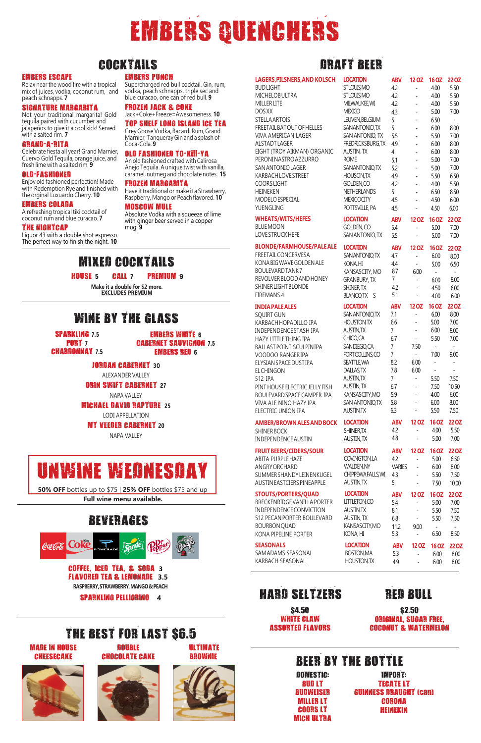# EMBERS QUENCHERS

## COCKTAILS

**EMBERS ESCAPE**
Relax near the wood fire with a tropical mix of juices, vodka, coconut rum, and peach schnapps. **7**

**SIGNATURE MARGARITA**
Not your traditional margarita! Gold tequila paired with cucumber and jalapeños to give it a cool kick! Served with a salted rim. **7**

**GRAND-A-RITA**
Celebrate fiesta all year! Grand Marnier, Cuervo Gold Tequila, orange juice, and fresh lime with a salted rim. **9**

**OLD-FASHIONED**
Enjoy old fashioned perfection! Made with Redemption Rye and finished with the orginal Luxuardo Cherry. **10**

**EMBERS COLADA**
A refreshing tropical tiki cocktail of coconut rum and blue curacao. **7**

**THE NIGHTCAP**
Liquor 43 with a double shot espresso. The perfect way to finish the night. **10**

**EMBERS PUNCH**
Supercharged red bull cocktail. Gin, rum, vodka, peach schnapps, triple sec and blue curacao, one can of red bull. **9**

**FROZEN JACK & COKE**
Jack+Coke+Freeze=Awesomeness. **10**

**TOP SHELF LONG ISLAND ICE TEA**
Grey Goose Vodka, Bacardi Rum, Grand Marnier, Tanqueray Gin and a splash of Coca-Cola. **9**

**OLD FASHIONED TO-KILL-YA**
An old fashioned crafted with Calirosa Anejo Tequila. A unique twist with vanilla, caramel, nutmeg and chocolate notes. **15**

**FROZEN MARGARITA**
Have it traditional or make it a Strawberry, Raspberry, Mango or Peach flavored. **10**

**MOSCOW MULE**
Absolute Vodka with a squeeze of lime with ginger beer served in a copper mug. **9**

## MIXED COCKTAILS

**HOUSE** 5 **CALL** 7 **PREMIUM** 9

**Make it a double for $2 more.**
**EXCLUDES PREMIUM**

## WINE BY THE GLASS

**SPARKLING** 7.5
**PORT** 7
**CHARDONNAY** 7.5
**EMBERS WHITE** 6
**CABERNET SAUVIGNON** 7.5
**EMBERS RED** 6

**JORDAN CABERNET** 30
ALEXANDER VALLEY

**ORIN SWIFT CABERNET** 27
NAPA VALLEY

**MICHAEL DAVID RAPTURE** 25
LODI APPELLATION

**MT VEEDER CABERNET** 20
NAPA VALLEY

## UNWINE WEDNESDAY

**50% OFF** bottles up to $75 | **25% OFF** bottles $75 and up

**Full wine menu available.**

## BEVERAGES

**COFFEE, ICED TEA, & SODA** 3
**FLAVORED TEA & LEMONADE** 3.5
RASPBERRY, STRAWBERRY, MANGO & PEACH
**SPARKLING PELLIGRINO** 4

## THE BEST FOR LAST $6.5

**MADE IN HOUSE CHEESECAKE**
**DOUBLE CHOCOLATE CAKE**
**ULTIMATE BROWNIE**

## DRAFT BEER

| LAGERS, PILSNERS, AND KOLSCH | LOCATION | ABV | 12 OZ | 16 OZ | 22 OZ |
|---|---|---|---|---|---|
| BUD LIGHT | ST LOUIS, MO | 4.2 | - | 4.00 | 5.50 |
| MICHELOB ULTRA | ST LOUIS, MO | 4.2 | - | 4.00 | 5.50 |
| MILLER LITE | MILWAUKEE, WI | 4.2 | - | 4.00 | 5.50 |
| DOS XX | MEXICO | 4.3 | - | 5.00 | 7.00 |
| STELLA ARTOIS | LEUVEN, BELGIUM | 5 | - | 6.50 | - |
| FREETAIL BAT OUT OF HELLES | SAN ANTONIO, TX | 5 | - | 6.00 | 8.00 |
| VIVA AMERICAN LAGER | SAN ANTONIO, TX | 5.5 | - | 5.50 | 7.00 |
| ALSTADT LAGER | FREDRICKSBURG, TX | 4.9 | - | 6.00 | 8.00 |
| EIGHT (TROY AIKMAN) ORGANIC | AUSTIN, TX | 4 | - | 6.00 | 8.00 |
| PERONI NASTRO AZZURRO | ROME | 5.1 | - | 5.00 | 7.00 |
| SAN ANTONIO LAGER | SAN ANTONIO, TX | 5.2 | - | 5.00 | 7.00 |
| KARBACH LOVE STREET | HOUSON, TX | 4.9 | - | 5.50 | 6.50 |
| COORS LIGHT | GOLDEN, CO | 4.2 | - | 4.00 | 5.50 |
| HEINEKEN | NETHERLANDS | 5 | - | 6.50 | 8.50 |
| MODELO ESPECIAL | MEXICO CITY | 4.5 | - | 4.50 | 6.00 |
| YUENGLING | POTTSVILLE, PA | 4.5 | - | 4.50 | 6.00 |

| WHEATS/WITS/HEFES | LOCATION | ABV | 12 OZ | 16 OZ | 22 OZ |
|---|---|---|---|---|---|
| BLUE MOON | GOLDEN, CO | 5.4 | - | 5.00 | 7.00 |
| LOVE STRUCK HEFE | SAN ANTONIO, TX | 5.5 | - | 5.00 | 7.00 |

| BLONDE/FARMHOUSE/PALE ALE | LOCATION | ABV | 12 OZ | 16 OZ | 22 OZ |
|---|---|---|---|---|---|
| FREETAIL CONCERVESA | SAN ANTONIO, TX | 4.7 | - | 6.00 | 8.00 |
| KONA BIG WAVE GOLDEN ALE | KONA, HI | 4.4 | - | 5.00 | 6.50 |
| BOULEVARD TANK 7 | KANSAS CITY, MO | 8.7 | 6.00 | - | - |
| REVOLVER BLOOD AND HONEY | GRANBURY, TX | 7 | - | 6.00 | 8.00 |
| SHINER LIGHT BLONDE | SHINER, TX | 4.2 | - | 4.50 | 6.00 |
| FIREMANS 4 | BLANCO, TX S | 5.1 | - | 4.00 | 6.00 |

| INDIA PALE ALES | LOCATION | ABV | 12 OZ | 16 OZ | 22 OZ |
|---|---|---|---|---|---|
| SQUIRT GUN | SAN ANTONIO, TX | 7.1 | - | 6.00 | 8.00 |
| KARBACH HOPADILLO IPA | HOUSTON, TX | 6.6 | - | 5.00 | 7.00 |
| INDEPENDENCE STASH IPA | AUSTIN, TX | 7 | - | 6.00 | 8.00 |
| HAZY LITTLE THING IPA | CHICO, CA | 6.7 | - | 5.50 | 7.00 |
| BALLAST POINT SCULPIN IPA | SAN DIEGO, CA | 7 | 7.50 | - | - |
| VOODOO RANGER IPA | FORT COLLINS, CO | 7 | - | 7.00 | 9.00 |
| ELYSIAN SPACE DUST IPA | SEATTLE, WA | 8.2 | 6.00 | - | - |
| EL CHINGON | DALLAS, TX | 7.8 | 6.00 | - | - |
| 512 IPA | AUSTIN, TX | 7 | - | 5.50 | 7.50 |
| PINT HOUSE ELECTRIC JELLY FISH | AUSTIN, TX | 6.7 | - | 7.50 | 10.50 |
| BOULEVARD SPACE CAMPER IPA | KANSAS CITY, MO | 5.9 | - | 4.00 | 6.00 |
| VIVA ALE NINO HAZY IPA | SAN ANTONIO, TX | 5.8 | - | 6.00 | 8.00 |
| ELECTRIC UNION IPA | AUSTIN, TX | 6.3 | - | 5.50 | 7.50 |

| AMBER/BROWN ALES AND BOCK | LOCATION | ABV | 12 OZ | 16 OZ | 22 OZ |
|---|---|---|---|---|---|
| SHINER BOCK | SHINER, TX | 4.2 | - | 4.00 | 5.50 |
| INDEPENDENCE AUSTIN | AUSTIN, TX | 4.8 | - | 5.00 | 7.00 |

| FRUIT BEERS/CIDERS/SOUR | LOCATION | ABV | 12 OZ | 16 OZ | 22 OZ |
|---|---|---|---|---|---|
| ABITA PURPLE HAZE | COVINGTON, LA | 4.2 | - | 5.00 | 6.50 |
| ANGRY ORCHARD | WALDEN, NY | VARIES | - | 6.00 | 8.00 |
| SUMMER SHANDY LEINENKUGEL | CHIPPEWA FALLS, WI | 4.3 | - | 5.50 | 7.50 |
| AUSTIN EASTCIERS PINEAPPLE | AUSTIN, TX | 5 | - | 7.50 | 10.00 |

| STOUTS/PORTERS/QUAD | LOCATION | ABV | 12 OZ | 16 OZ | 22 OZ |
|---|---|---|---|---|---|
| BRECKENRIDGE VANILLA PORTER | LITTLETON, CO | 5.4 | - | 5.00 | 7.00 |
| INDEPENDENCE CONVICTION | AUSTIN, TX | 8.1 | - | 5.50 | 7.50 |
| 512 PECAN PORTER BOULEVARD | AUSTIN, TX | 6.8 | - | 5.50 | 7.50 |
| BOURBON QUAD | KANSAS CITY, MO | 11.2 | 9.00 | - | - |
| KONA PIPELINE PORTER | KONA, HI | 5.3 | - | 6.50 | 8.50 |

| SEASONALS | LOCATION | ABV | 12 OZ | 16 OZ | 22 OZ |
|---|---|---|---|---|---|
| SAM ADAMS SEASONAL | BOSTON, MA | 5.3 | - | 6.00 | 8.00 |
| KARBACH SEASONAL | HOUSTON, TX | 4.9 | - | 6.00 | 8.00 |

## HARD SELTZERS

**$4.50**
**WHITE CLAW**
**ASSORTED FLAVORS**

## RED BULL

**$2.50**
**ORIGINAL, SUGAR FREE, COCONUT & WATERMELON**

## BEER BY THE BOTTLE

**DOMESTIC:**
BUD LT
BUDWEISER
MILLER LT
COORS LT
MICH ULTRA

**IMPORT:**
TECATE LT
GUINNESS DRAUGHT (can)
CORONA
HEINEKIN